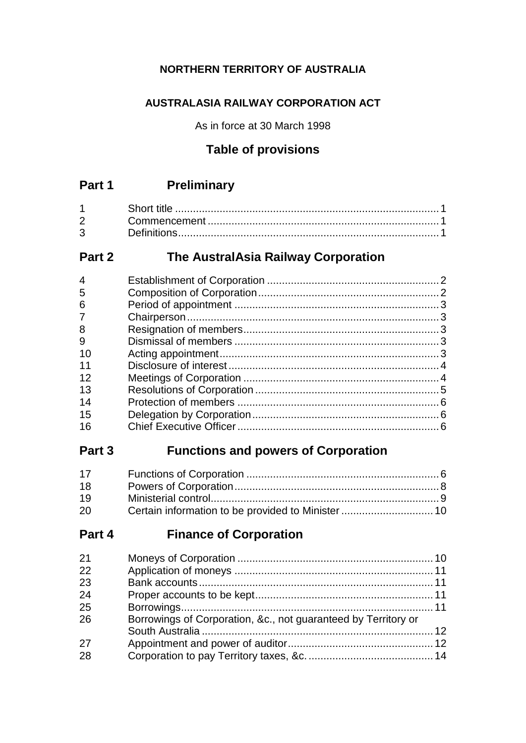**NORTHERN TERRITORY OF AUSTRALIA**

**AUSTRALASIA RAILWAY CORPORATION ACT**

As in force at 30 March 1998

## Table of provisions

## Part 1 Preliminary

| | | |
|---|---|---|
| 1 | Short title | 1 |
| 2 | Commencement | 1 |
| 3 | Definitions | 1 |

## Part 2 The AustralAsia Railway Corporation

| | | |
|---|---|---|
| 4 | Establishment of Corporation | 2 |
| 5 | Composition of Corporation | 2 |
| 6 | Period of appointment | 3 |
| 7 | Chairperson | 3 |
| 8 | Resignation of members | 3 |
| 9 | Dismissal of members | 3 |
| 10 | Acting appointment | 3 |
| 11 | Disclosure of interest | 4 |
| 12 | Meetings of Corporation | 4 |
| 13 | Resolutions of Corporation | 5 |
| 14 | Protection of members | 6 |
| 15 | Delegation by Corporation | 6 |
| 16 | Chief Executive Officer | 6 |

## Part 3 Functions and powers of Corporation

| | | |
|---|---|---|
| 17 | Functions of Corporation | 6 |
| 18 | Powers of Corporation | 8 |
| 19 | Ministerial control | 9 |
| 20 | Certain information to be provided to Minister | 10 |

## Part 4 Finance of Corporation

| | | |
|---|---|---|
| 21 | Moneys of Corporation | 10 |
| 22 | Application of moneys | 11 |
| 23 | Bank accounts | 11 |
| 24 | Proper accounts to be kept | 11 |
| 25 | Borrowings | 11 |
| 26 | Borrowings of Corporation, &c., not guaranteed by Territory or South Australia | 12 |
| 27 | Appointment and power of auditor | 12 |
| 28 | Corporation to pay Territory taxes, &c. | 14 |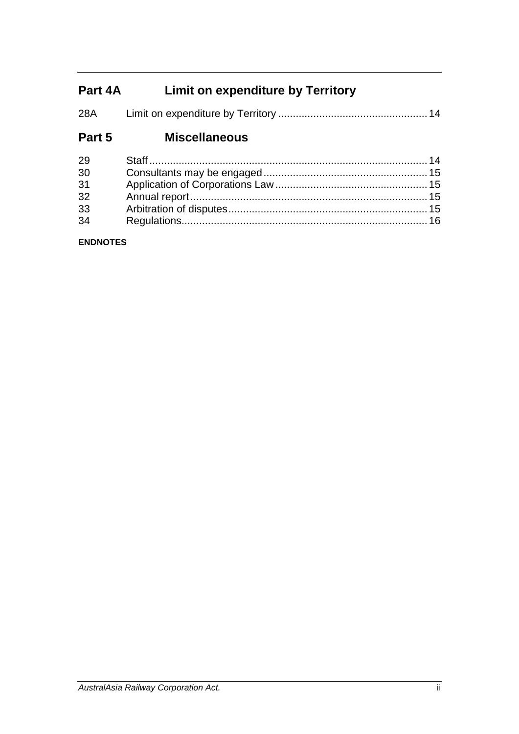## Part 4A Limit on expenditure by Territory

| | | |
|---|---|---|
| 28A | Limit on expenditure by Territory | 14 |

## Part 5 Miscellaneous

| | | |
|---|---|---|
| 29 | Staff | 14 |
| 30 | Consultants may be engaged | 15 |
| 31 | Application of Corporations Law | 15 |
| 32 | Annual report | 15 |
| 33 | Arbitration of disputes | 15 |
| 34 | Regulations | 16 |

**ENDNOTES**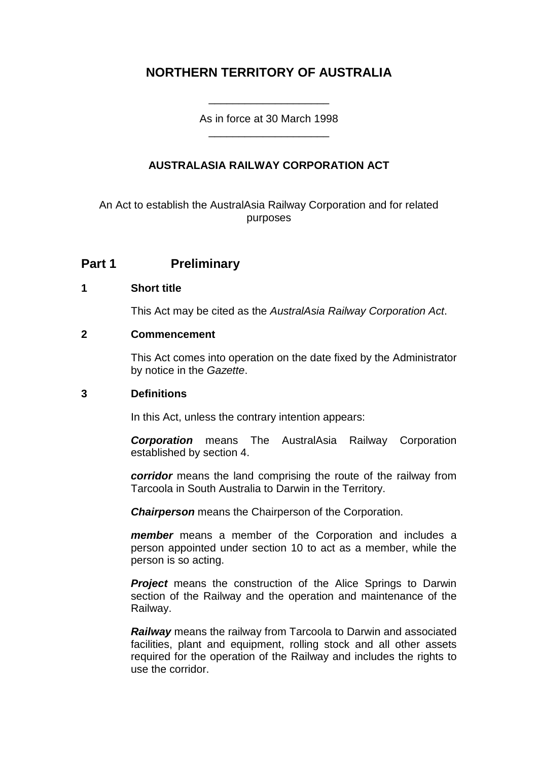# NORTHERN TERRITORY OF AUSTRALIA

As in force at 30 March 1998

## AUSTRALASIA RAILWAY CORPORATION ACT

An Act to establish the AustralAsia Railway Corporation and for related purposes

## Part 1 Preliminary

### 1 Short title

This Act may be cited as the *AustralAsia Railway Corporation Act*.

### 2 Commencement

This Act comes into operation on the date fixed by the Administrator by notice in the *Gazette*.

### 3 Definitions

In this Act, unless the contrary intention appears:

***Corporation*** means The AustralAsia Railway Corporation established by section 4.

***corridor*** means the land comprising the route of the railway from Tarcoola in South Australia to Darwin in the Territory.

***Chairperson*** means the Chairperson of the Corporation.

***member*** means a member of the Corporation and includes a person appointed under section 10 to act as a member, while the person is so acting.

***Project*** means the construction of the Alice Springs to Darwin section of the Railway and the operation and maintenance of the Railway.

***Railway*** means the railway from Tarcoola to Darwin and associated facilities, plant and equipment, rolling stock and all other assets required for the operation of the Railway and includes the rights to use the corridor.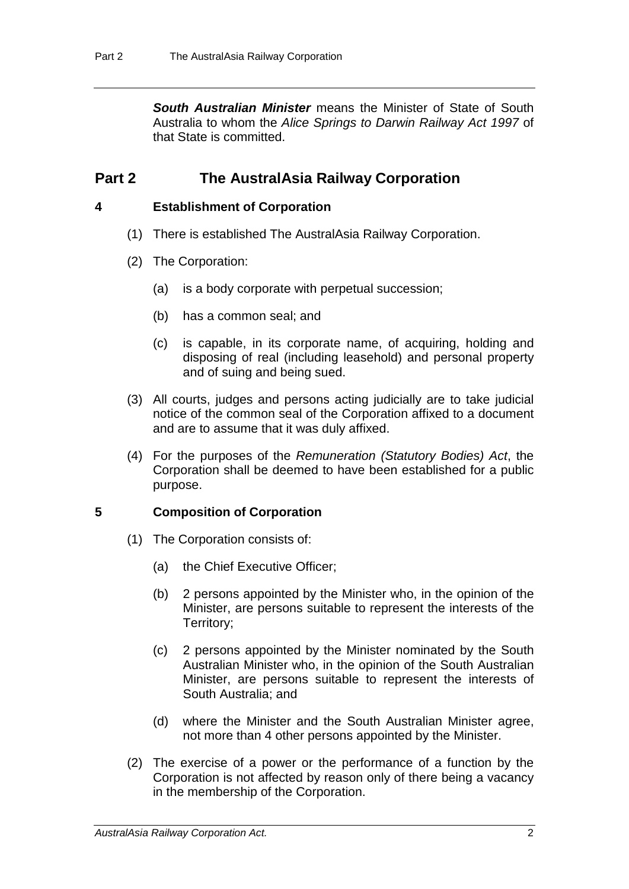***South Australian Minister*** means the Minister of State of South Australia to whom the *Alice Springs to Darwin Railway Act 1997* of that State is committed.

## Part 2 The AustralAsia Railway Corporation

### 4 Establishment of Corporation

(1) There is established The AustralAsia Railway Corporation.

(2) The Corporation:

(a) is a body corporate with perpetual succession;

(b) has a common seal; and

(c) is capable, in its corporate name, of acquiring, holding and disposing of real (including leasehold) and personal property and of suing and being sued.

(3) All courts, judges and persons acting judicially are to take judicial notice of the common seal of the Corporation affixed to a document and are to assume that it was duly affixed.

(4) For the purposes of the *Remuneration (Statutory Bodies) Act*, the Corporation shall be deemed to have been established for a public purpose.

### 5 Composition of Corporation

(1) The Corporation consists of:

(a) the Chief Executive Officer;

(b) 2 persons appointed by the Minister who, in the opinion of the Minister, are persons suitable to represent the interests of the Territory;

(c) 2 persons appointed by the Minister nominated by the South Australian Minister who, in the opinion of the South Australian Minister, are persons suitable to represent the interests of South Australia; and

(d) where the Minister and the South Australian Minister agree, not more than 4 other persons appointed by the Minister.

(2) The exercise of a power or the performance of a function by the Corporation is not affected by reason only of there being a vacancy in the membership of the Corporation.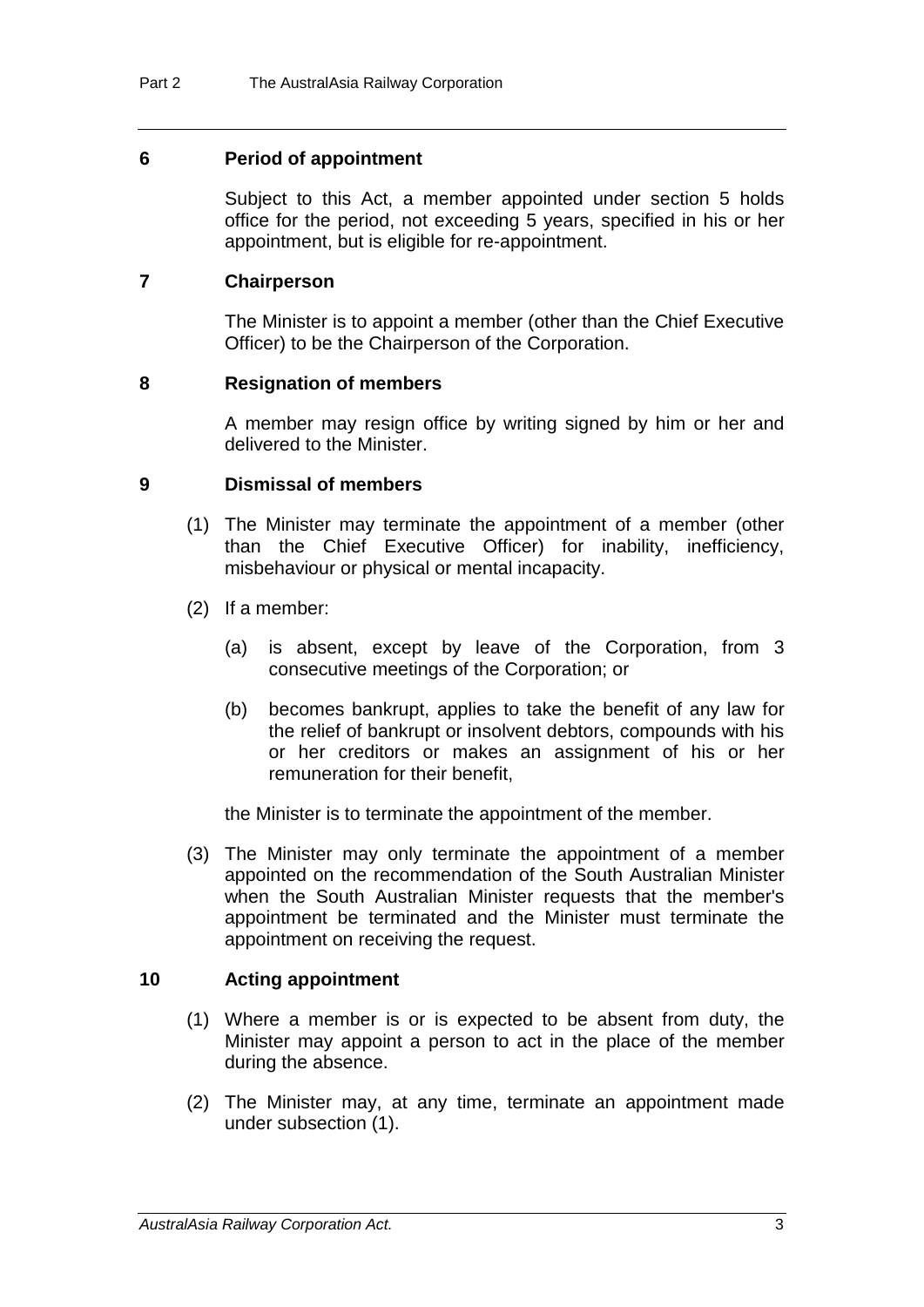### 6 Period of appointment

Subject to this Act, a member appointed under section 5 holds office for the period, not exceeding 5 years, specified in his or her appointment, but is eligible for re-appointment.

### 7 Chairperson

The Minister is to appoint a member (other than the Chief Executive Officer) to be the Chairperson of the Corporation.

### 8 Resignation of members

A member may resign office by writing signed by him or her and delivered to the Minister.

### 9 Dismissal of members

(1) The Minister may terminate the appointment of a member (other than the Chief Executive Officer) for inability, inefficiency, misbehaviour or physical or mental incapacity.

(2) If a member:

(a) is absent, except by leave of the Corporation, from 3 consecutive meetings of the Corporation; or

(b) becomes bankrupt, applies to take the benefit of any law for the relief of bankrupt or insolvent debtors, compounds with his or her creditors or makes an assignment of his or her remuneration for their benefit,

the Minister is to terminate the appointment of the member.

(3) The Minister may only terminate the appointment of a member appointed on the recommendation of the South Australian Minister when the South Australian Minister requests that the member's appointment be terminated and the Minister must terminate the appointment on receiving the request.

### 10 Acting appointment

(1) Where a member is or is expected to be absent from duty, the Minister may appoint a person to act in the place of the member during the absence.

(2) The Minister may, at any time, terminate an appointment made under subsection (1).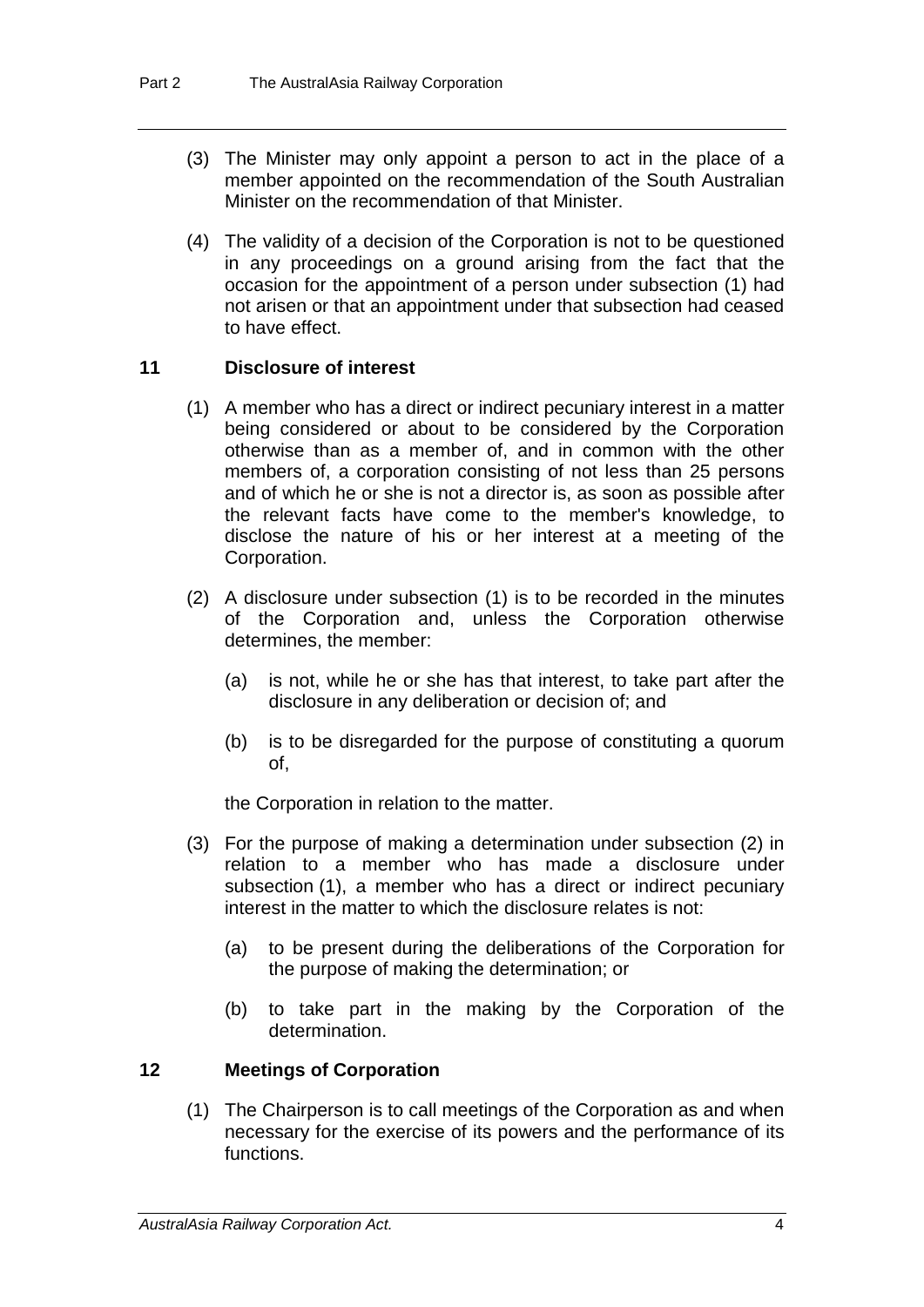(3) The Minister may only appoint a person to act in the place of a member appointed on the recommendation of the South Australian Minister on the recommendation of that Minister.

(4) The validity of a decision of the Corporation is not to be questioned in any proceedings on a ground arising from the fact that the occasion for the appointment of a person under subsection (1) had not arisen or that an appointment under that subsection had ceased to have effect.

### 11 Disclosure of interest

(1) A member who has a direct or indirect pecuniary interest in a matter being considered or about to be considered by the Corporation otherwise than as a member of, and in common with the other members of, a corporation consisting of not less than 25 persons and of which he or she is not a director is, as soon as possible after the relevant facts have come to the member's knowledge, to disclose the nature of his or her interest at a meeting of the Corporation.

(2) A disclosure under subsection (1) is to be recorded in the minutes of the Corporation and, unless the Corporation otherwise determines, the member:

(a) is not, while he or she has that interest, to take part after the disclosure in any deliberation or decision of; and

(b) is to be disregarded for the purpose of constituting a quorum of,

the Corporation in relation to the matter.

(3) For the purpose of making a determination under subsection (2) in relation to a member who has made a disclosure under subsection (1), a member who has a direct or indirect pecuniary interest in the matter to which the disclosure relates is not:

(a) to be present during the deliberations of the Corporation for the purpose of making the determination; or

(b) to take part in the making by the Corporation of the determination.

### 12 Meetings of Corporation

(1) The Chairperson is to call meetings of the Corporation as and when necessary for the exercise of its powers and the performance of its functions.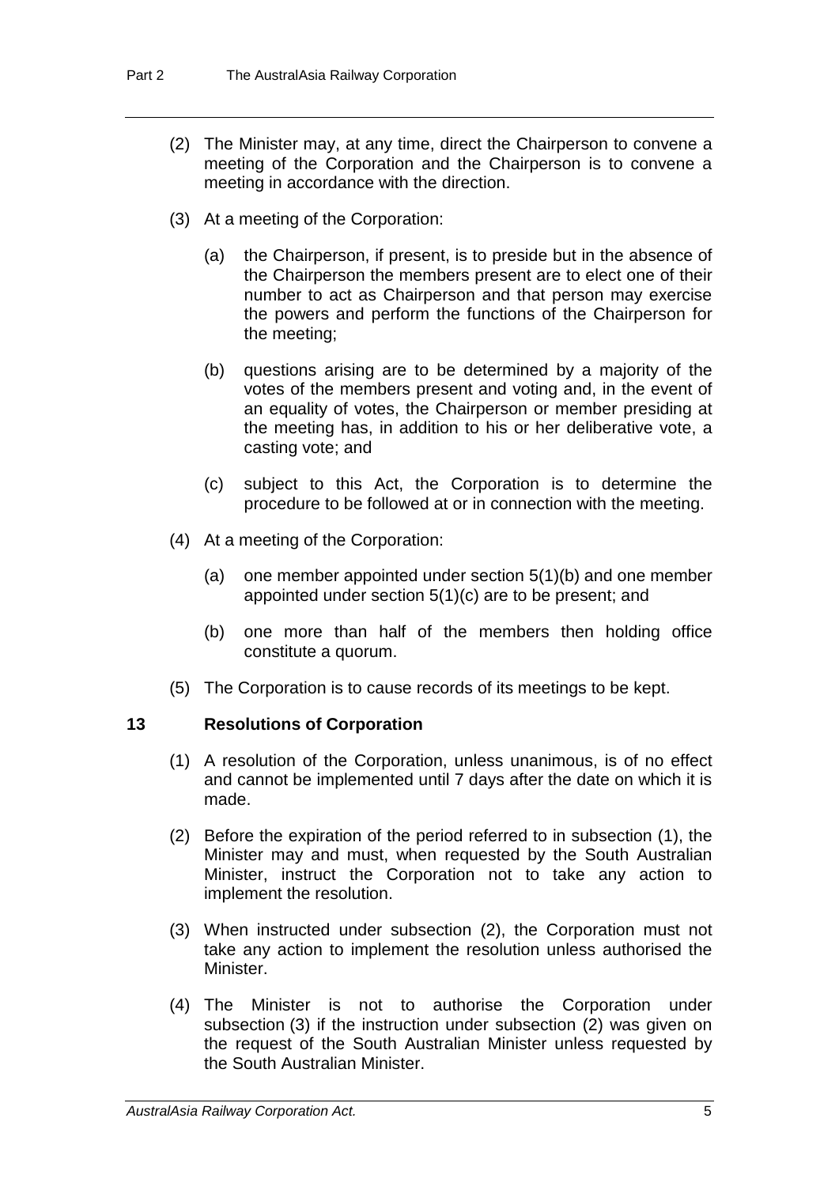(2) The Minister may, at any time, direct the Chairperson to convene a meeting of the Corporation and the Chairperson is to convene a meeting in accordance with the direction.

(3) At a meeting of the Corporation:

(a) the Chairperson, if present, is to preside but in the absence of the Chairperson the members present are to elect one of their number to act as Chairperson and that person may exercise the powers and perform the functions of the Chairperson for the meeting;

(b) questions arising are to be determined by a majority of the votes of the members present and voting and, in the event of an equality of votes, the Chairperson or member presiding at the meeting has, in addition to his or her deliberative vote, a casting vote; and

(c) subject to this Act, the Corporation is to determine the procedure to be followed at or in connection with the meeting.

(4) At a meeting of the Corporation:

(a) one member appointed under section 5(1)(b) and one member appointed under section 5(1)(c) are to be present; and

(b) one more than half of the members then holding office constitute a quorum.

(5) The Corporation is to cause records of its meetings to be kept.

## 13 Resolutions of Corporation

(1) A resolution of the Corporation, unless unanimous, is of no effect and cannot be implemented until 7 days after the date on which it is made.

(2) Before the expiration of the period referred to in subsection (1), the Minister may and must, when requested by the South Australian Minister, instruct the Corporation not to take any action to implement the resolution.

(3) When instructed under subsection (2), the Corporation must not take any action to implement the resolution unless authorised the Minister.

(4) The Minister is not to authorise the Corporation under subsection (3) if the instruction under subsection (2) was given on the request of the South Australian Minister unless requested by the South Australian Minister.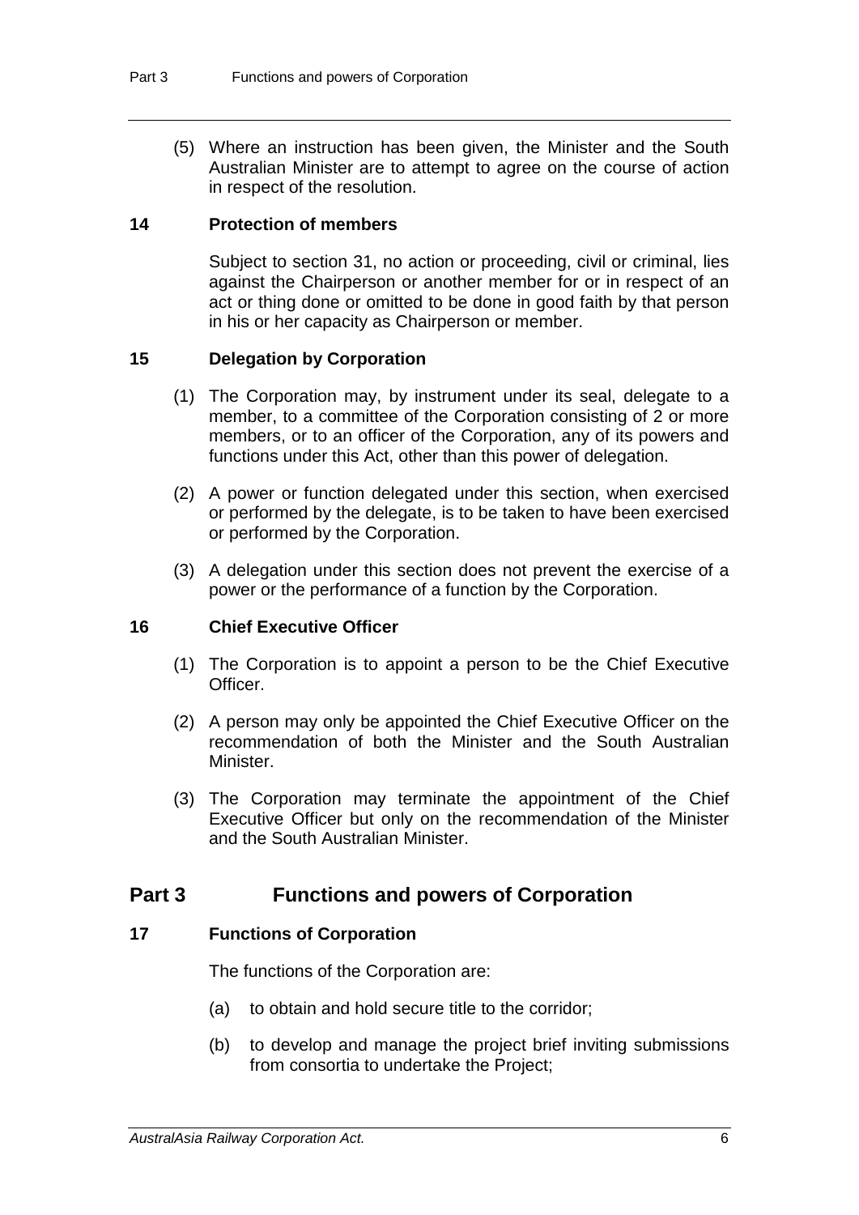(5) Where an instruction has been given, the Minister and the South Australian Minister are to attempt to agree on the course of action in respect of the resolution.

### 14 Protection of members

Subject to section 31, no action or proceeding, civil or criminal, lies against the Chairperson or another member for or in respect of an act or thing done or omitted to be done in good faith by that person in his or her capacity as Chairperson or member.

### 15 Delegation by Corporation

(1) The Corporation may, by instrument under its seal, delegate to a member, to a committee of the Corporation consisting of 2 or more members, or to an officer of the Corporation, any of its powers and functions under this Act, other than this power of delegation.

(2) A power or function delegated under this section, when exercised or performed by the delegate, is to be taken to have been exercised or performed by the Corporation.

(3) A delegation under this section does not prevent the exercise of a power or the performance of a function by the Corporation.

### 16 Chief Executive Officer

(1) The Corporation is to appoint a person to be the Chief Executive Officer.

(2) A person may only be appointed the Chief Executive Officer on the recommendation of both the Minister and the South Australian Minister.

(3) The Corporation may terminate the appointment of the Chief Executive Officer but only on the recommendation of the Minister and the South Australian Minister.

## Part 3 Functions and powers of Corporation

### 17 Functions of Corporation

The functions of the Corporation are:

(a) to obtain and hold secure title to the corridor;

(b) to develop and manage the project brief inviting submissions from consortia to undertake the Project;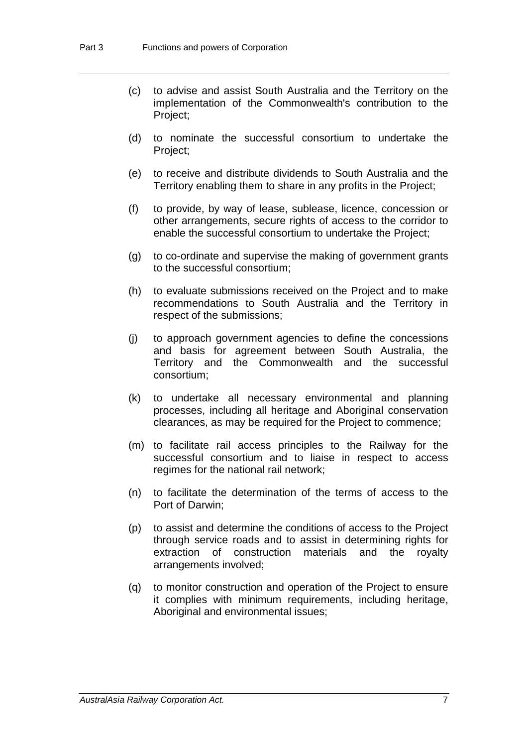(c) to advise and assist South Australia and the Territory on the implementation of the Commonwealth's contribution to the Project;

(d) to nominate the successful consortium to undertake the Project;

(e) to receive and distribute dividends to South Australia and the Territory enabling them to share in any profits in the Project;

(f) to provide, by way of lease, sublease, licence, concession or other arrangements, secure rights of access to the corridor to enable the successful consortium to undertake the Project;

(g) to co-ordinate and supervise the making of government grants to the successful consortium;

(h) to evaluate submissions received on the Project and to make recommendations to South Australia and the Territory in respect of the submissions;

(j) to approach government agencies to define the concessions and basis for agreement between South Australia, the Territory and the Commonwealth and the successful consortium;

(k) to undertake all necessary environmental and planning processes, including all heritage and Aboriginal conservation clearances, as may be required for the Project to commence;

(m) to facilitate rail access principles to the Railway for the successful consortium and to liaise in respect to access regimes for the national rail network;

(n) to facilitate the determination of the terms of access to the Port of Darwin;

(p) to assist and determine the conditions of access to the Project through service roads and to assist in determining rights for extraction of construction materials and the royalty arrangements involved;

(q) to monitor construction and operation of the Project to ensure it complies with minimum requirements, including heritage, Aboriginal and environmental issues;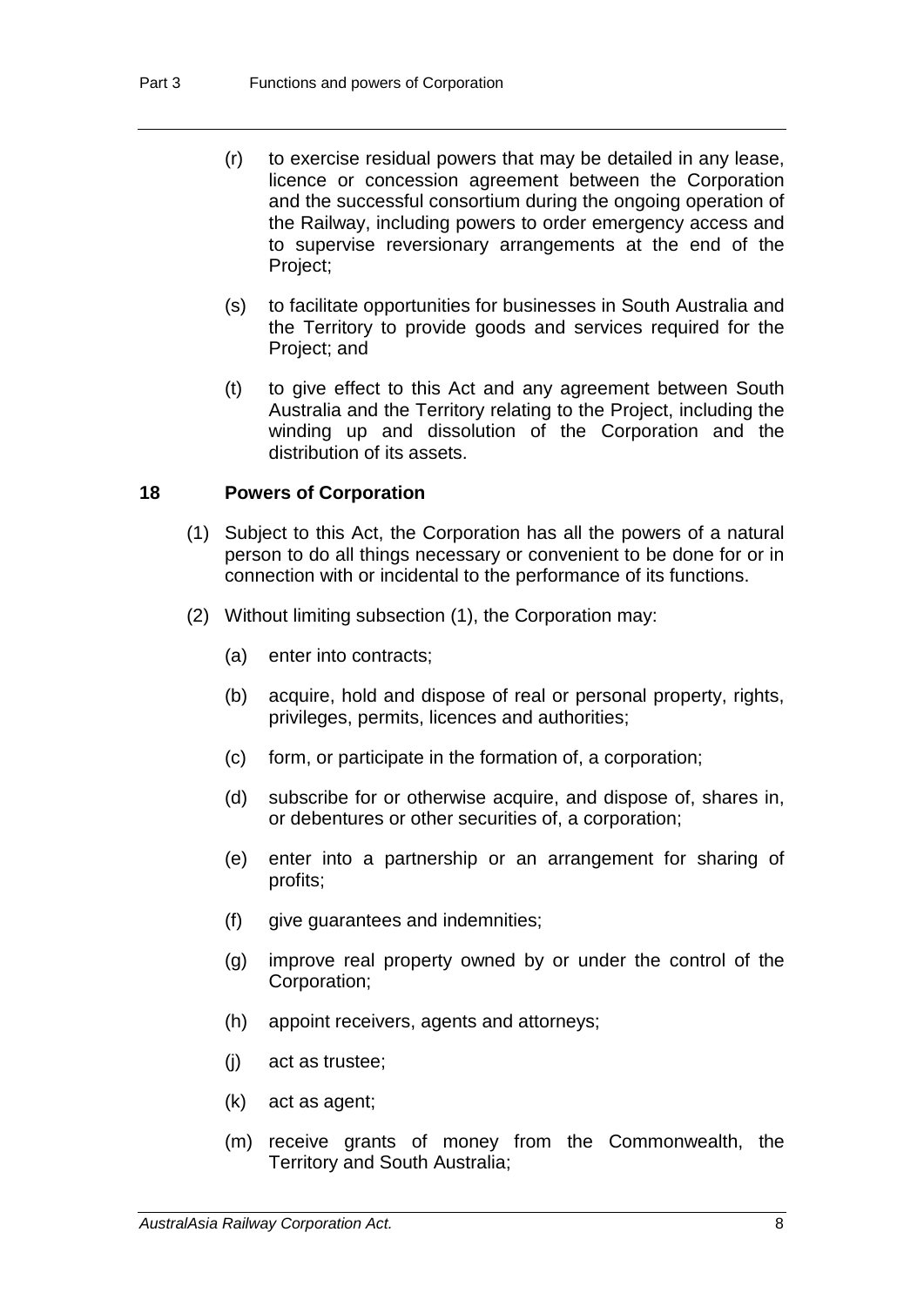(r) to exercise residual powers that may be detailed in any lease, licence or concession agreement between the Corporation and the successful consortium during the ongoing operation of the Railway, including powers to order emergency access and to supervise reversionary arrangements at the end of the Project;

(s) to facilitate opportunities for businesses in South Australia and the Territory to provide goods and services required for the Project; and

(t) to give effect to this Act and any agreement between South Australia and the Territory relating to the Project, including the winding up and dissolution of the Corporation and the distribution of its assets.

### 18 Powers of Corporation

(1) Subject to this Act, the Corporation has all the powers of a natural person to do all things necessary or convenient to be done for or in connection with or incidental to the performance of its functions.

(2) Without limiting subsection (1), the Corporation may:

(a) enter into contracts;

(b) acquire, hold and dispose of real or personal property, rights, privileges, permits, licences and authorities;

(c) form, or participate in the formation of, a corporation;

(d) subscribe for or otherwise acquire, and dispose of, shares in, or debentures or other securities of, a corporation;

(e) enter into a partnership or an arrangement for sharing of profits;

(f) give guarantees and indemnities;

(g) improve real property owned by or under the control of the Corporation;

(h) appoint receivers, agents and attorneys;

(j) act as trustee;

(k) act as agent;

(m) receive grants of money from the Commonwealth, the Territory and South Australia;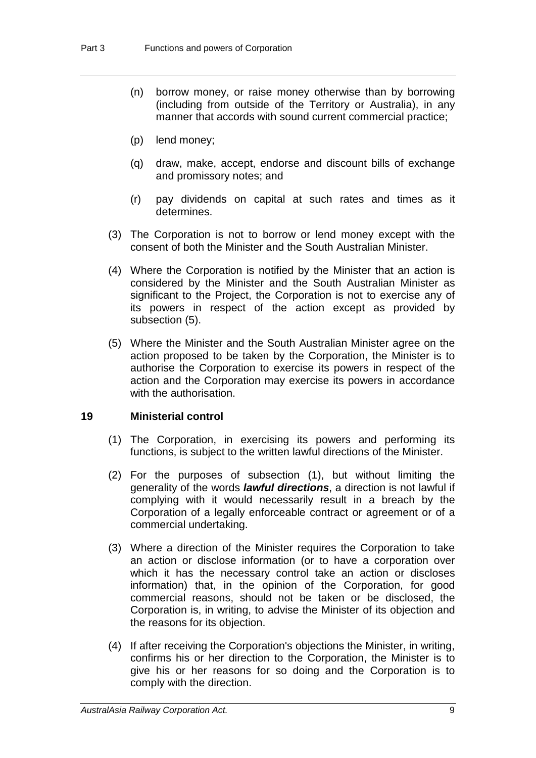(n) borrow money, or raise money otherwise than by borrowing (including from outside of the Territory or Australia), in any manner that accords with sound current commercial practice;

(p) lend money;

(q) draw, make, accept, endorse and discount bills of exchange and promissory notes; and

(r) pay dividends on capital at such rates and times as it determines.

(3) The Corporation is not to borrow or lend money except with the consent of both the Minister and the South Australian Minister.

(4) Where the Corporation is notified by the Minister that an action is considered by the Minister and the South Australian Minister as significant to the Project, the Corporation is not to exercise any of its powers in respect of the action except as provided by subsection (5).

(5) Where the Minister and the South Australian Minister agree on the action proposed to be taken by the Corporation, the Minister is to authorise the Corporation to exercise its powers in respect of the action and the Corporation may exercise its powers in accordance with the authorisation.

## 19 Ministerial control

(1) The Corporation, in exercising its powers and performing its functions, is subject to the written lawful directions of the Minister.

(2) For the purposes of subsection (1), but without limiting the generality of the words ***lawful directions***, a direction is not lawful if complying with it would necessarily result in a breach by the Corporation of a legally enforceable contract or agreement or of a commercial undertaking.

(3) Where a direction of the Minister requires the Corporation to take an action or disclose information (or to have a corporation over which it has the necessary control take an action or discloses information) that, in the opinion of the Corporation, for good commercial reasons, should not be taken or be disclosed, the Corporation is, in writing, to advise the Minister of its objection and the reasons for its objection.

(4) If after receiving the Corporation's objections the Minister, in writing, confirms his or her direction to the Corporation, the Minister is to give his or her reasons for so doing and the Corporation is to comply with the direction.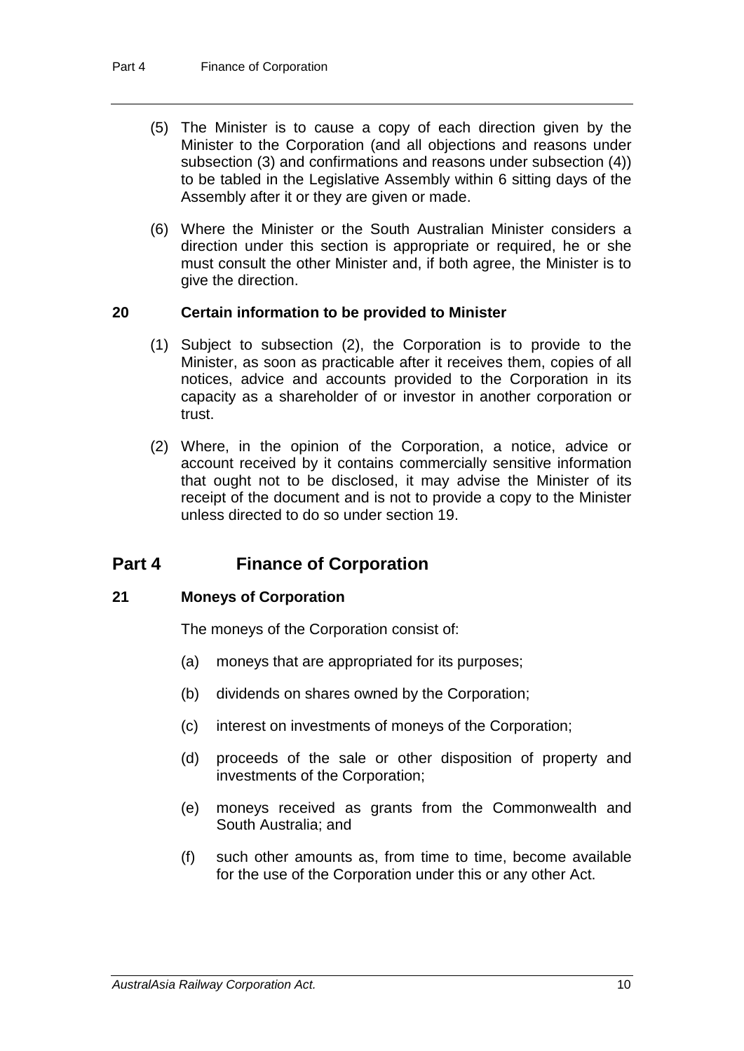(5) The Minister is to cause a copy of each direction given by the Minister to the Corporation (and all objections and reasons under subsection (3) and confirmations and reasons under subsection (4)) to be tabled in the Legislative Assembly within 6 sitting days of the Assembly after it or they are given or made.

(6) Where the Minister or the South Australian Minister considers a direction under this section is appropriate or required, he or she must consult the other Minister and, if both agree, the Minister is to give the direction.

### 20 Certain information to be provided to Minister

(1) Subject to subsection (2), the Corporation is to provide to the Minister, as soon as practicable after it receives them, copies of all notices, advice and accounts provided to the Corporation in its capacity as a shareholder of or investor in another corporation or trust.

(2) Where, in the opinion of the Corporation, a notice, advice or account received by it contains commercially sensitive information that ought not to be disclosed, it may advise the Minister of its receipt of the document and is not to provide a copy to the Minister unless directed to do so under section 19.

## Part 4 Finance of Corporation

### 21 Moneys of Corporation

The moneys of the Corporation consist of:

(a) moneys that are appropriated for its purposes;

(b) dividends on shares owned by the Corporation;

(c) interest on investments of moneys of the Corporation;

(d) proceeds of the sale or other disposition of property and investments of the Corporation;

(e) moneys received as grants from the Commonwealth and South Australia; and

(f) such other amounts as, from time to time, become available for the use of the Corporation under this or any other Act.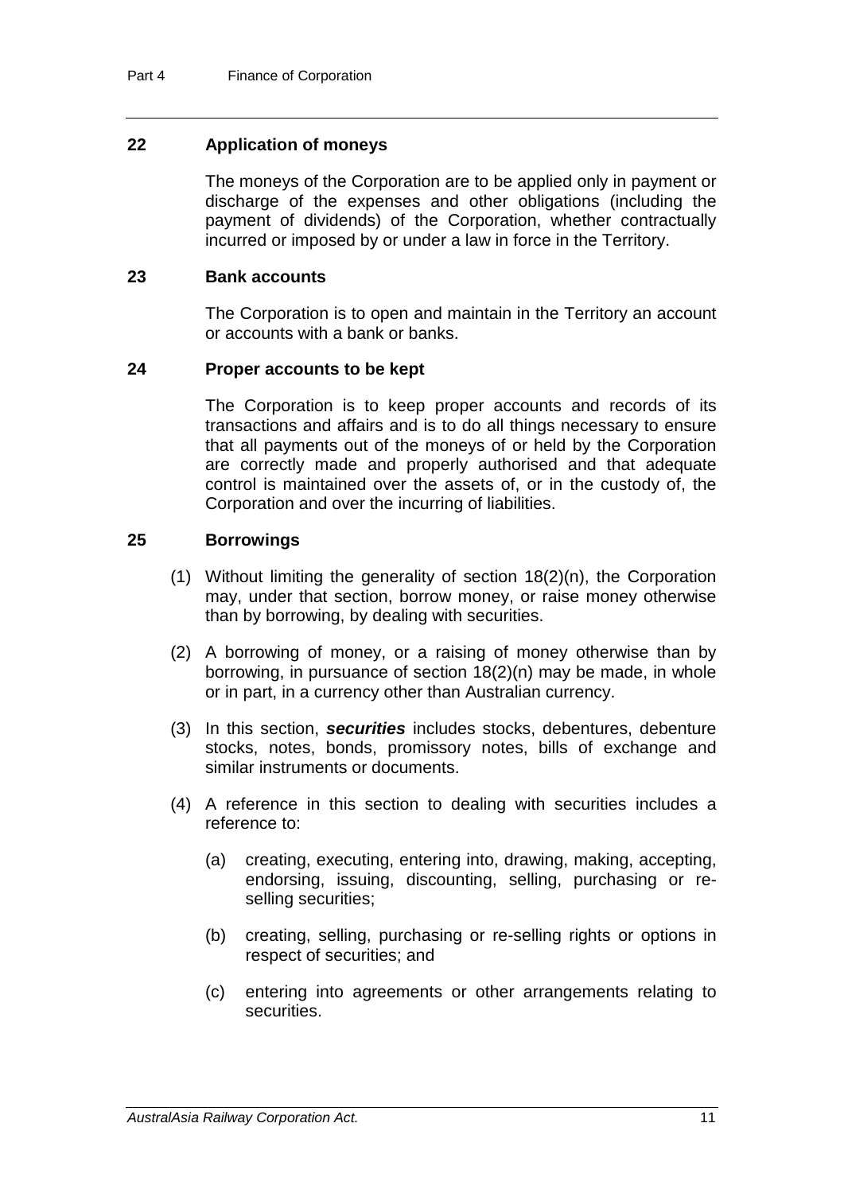## 22 Application of moneys

The moneys of the Corporation are to be applied only in payment or discharge of the expenses and other obligations (including the payment of dividends) of the Corporation, whether contractually incurred or imposed by or under a law in force in the Territory.

## 23 Bank accounts

The Corporation is to open and maintain in the Territory an account or accounts with a bank or banks.

## 24 Proper accounts to be kept

The Corporation is to keep proper accounts and records of its transactions and affairs and is to do all things necessary to ensure that all payments out of the moneys of or held by the Corporation are correctly made and properly authorised and that adequate control is maintained over the assets of, or in the custody of, the Corporation and over the incurring of liabilities.

## 25 Borrowings

(1) Without limiting the generality of section 18(2)(n), the Corporation may, under that section, borrow money, or raise money otherwise than by borrowing, by dealing with securities.

(2) A borrowing of money, or a raising of money otherwise than by borrowing, in pursuance of section 18(2)(n) may be made, in whole or in part, in a currency other than Australian currency.

(3) In this section, ***securities*** includes stocks, debentures, debenture stocks, notes, bonds, promissory notes, bills of exchange and similar instruments or documents.

(4) A reference in this section to dealing with securities includes a reference to:

- (a) creating, executing, entering into, drawing, making, accepting, endorsing, issuing, discounting, selling, purchasing or re-selling securities;
- (b) creating, selling, purchasing or re-selling rights or options in respect of securities; and
- (c) entering into agreements or other arrangements relating to securities.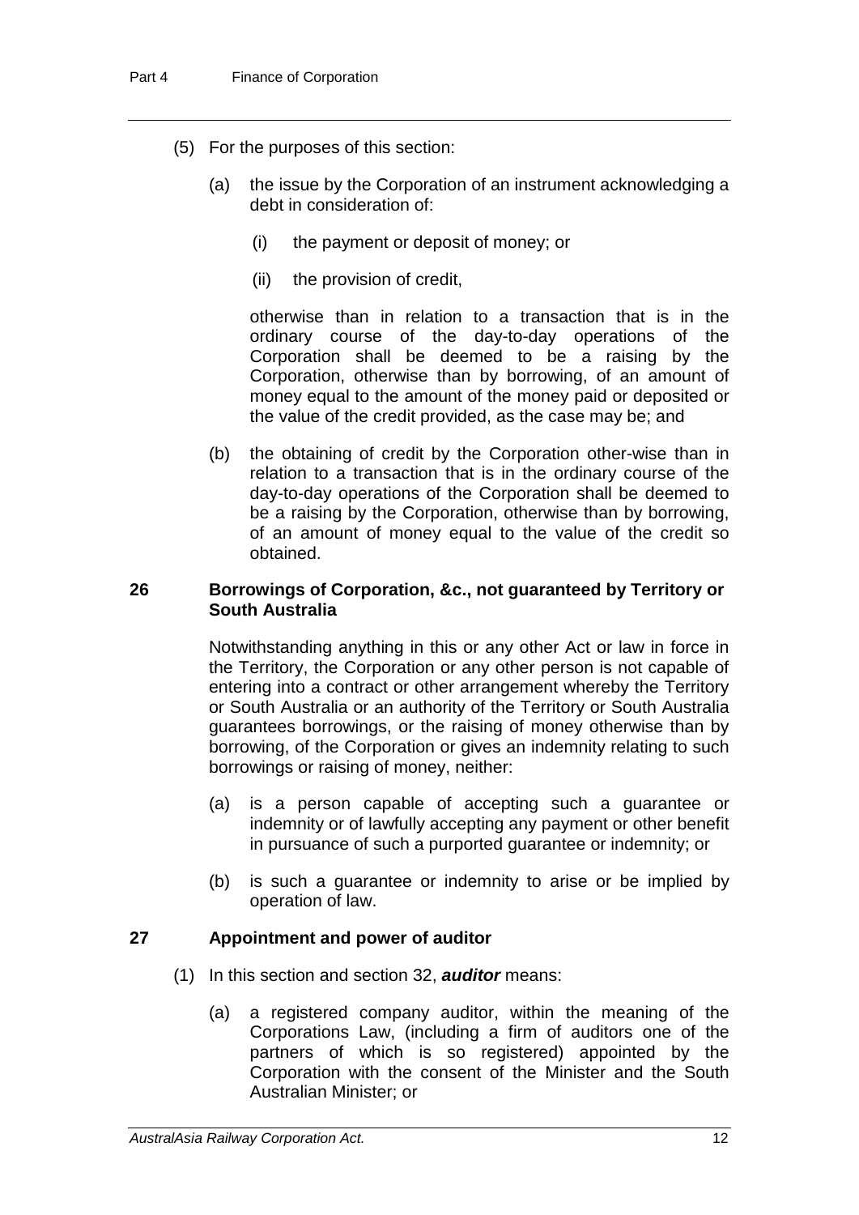(5) For the purposes of this section:

(a) the issue by the Corporation of an instrument acknowledging a debt in consideration of:

(i) the payment or deposit of money; or

(ii) the provision of credit,

otherwise than in relation to a transaction that is in the ordinary course of the day-to-day operations of the Corporation shall be deemed to be a raising by the Corporation, otherwise than by borrowing, of an amount of money equal to the amount of the money paid or deposited or the value of the credit provided, as the case may be; and

(b) the obtaining of credit by the Corporation other-wise than in relation to a transaction that is in the ordinary course of the day-to-day operations of the Corporation shall be deemed to be a raising by the Corporation, otherwise than by borrowing, of an amount of money equal to the value of the credit so obtained.

### 26 Borrowings of Corporation, &c., not guaranteed by Territory or South Australia

Notwithstanding anything in this or any other Act or law in force in the Territory, the Corporation or any other person is not capable of entering into a contract or other arrangement whereby the Territory or South Australia or an authority of the Territory or South Australia guarantees borrowings, or the raising of money otherwise than by borrowing, of the Corporation or gives an indemnity relating to such borrowings or raising of money, neither:

(a) is a person capable of accepting such a guarantee or indemnity or of lawfully accepting any payment or other benefit in pursuance of such a purported guarantee or indemnity; or

(b) is such a guarantee or indemnity to arise or be implied by operation of law.

### 27 Appointment and power of auditor

(1) In this section and section 32, ***auditor*** means:

(a) a registered company auditor, within the meaning of the Corporations Law, (including a firm of auditors one of the partners of which is so registered) appointed by the Corporation with the consent of the Minister and the South Australian Minister; or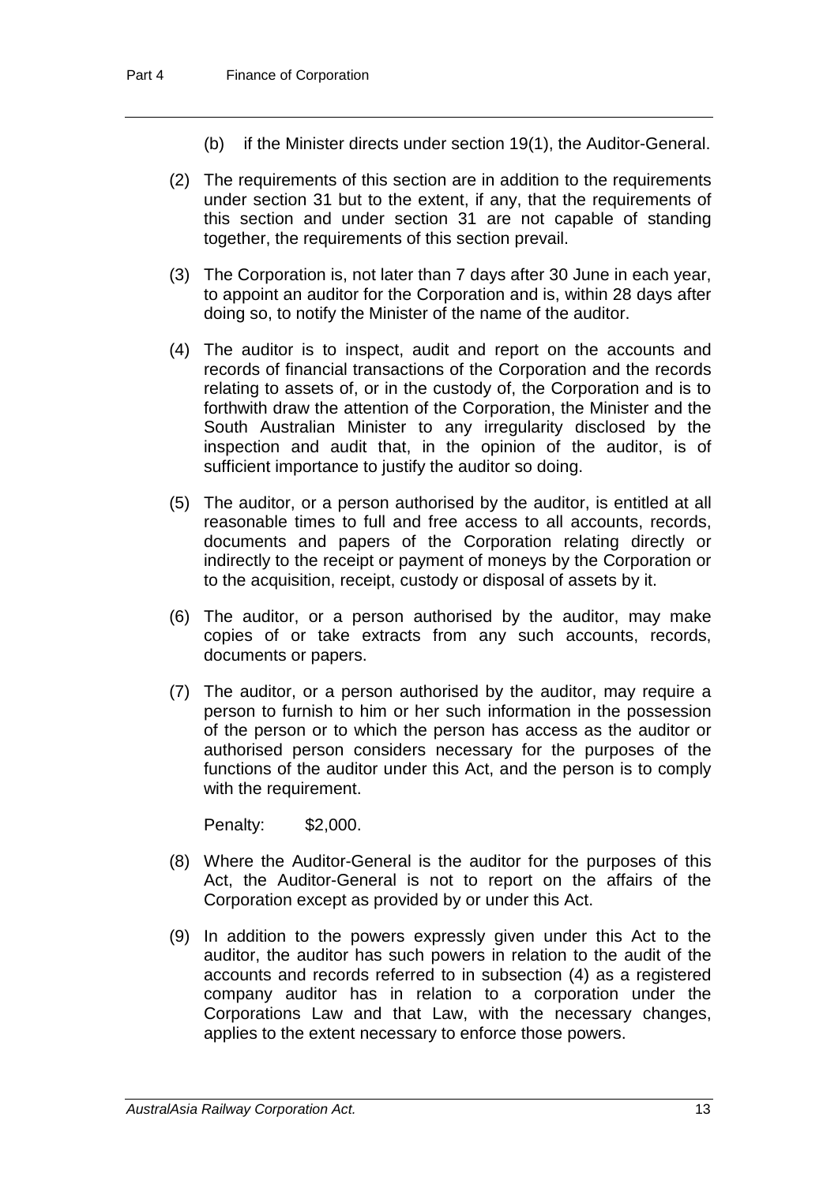(b) if the Minister directs under section 19(1), the Auditor-General.

(2) The requirements of this section are in addition to the requirements under section 31 but to the extent, if any, that the requirements of this section and under section 31 are not capable of standing together, the requirements of this section prevail.

(3) The Corporation is, not later than 7 days after 30 June in each year, to appoint an auditor for the Corporation and is, within 28 days after doing so, to notify the Minister of the name of the auditor.

(4) The auditor is to inspect, audit and report on the accounts and records of financial transactions of the Corporation and the records relating to assets of, or in the custody of, the Corporation and is to forthwith draw the attention of the Corporation, the Minister and the South Australian Minister to any irregularity disclosed by the inspection and audit that, in the opinion of the auditor, is of sufficient importance to justify the auditor so doing.

(5) The auditor, or a person authorised by the auditor, is entitled at all reasonable times to full and free access to all accounts, records, documents and papers of the Corporation relating directly or indirectly to the receipt or payment of moneys by the Corporation or to the acquisition, receipt, custody or disposal of assets by it.

(6) The auditor, or a person authorised by the auditor, may make copies of or take extracts from any such accounts, records, documents or papers.

(7) The auditor, or a person authorised by the auditor, may require a person to furnish to him or her such information in the possession of the person or to which the person has access as the auditor or authorised person considers necessary for the purposes of the functions of the auditor under this Act, and the person is to comply with the requirement.

Penalty: $2,000.

(8) Where the Auditor-General is the auditor for the purposes of this Act, the Auditor-General is not to report on the affairs of the Corporation except as provided by or under this Act.

(9) In addition to the powers expressly given under this Act to the auditor, the auditor has such powers in relation to the audit of the accounts and records referred to in subsection (4) as a registered company auditor has in relation to a corporation under the Corporations Law and that Law, with the necessary changes, applies to the extent necessary to enforce those powers.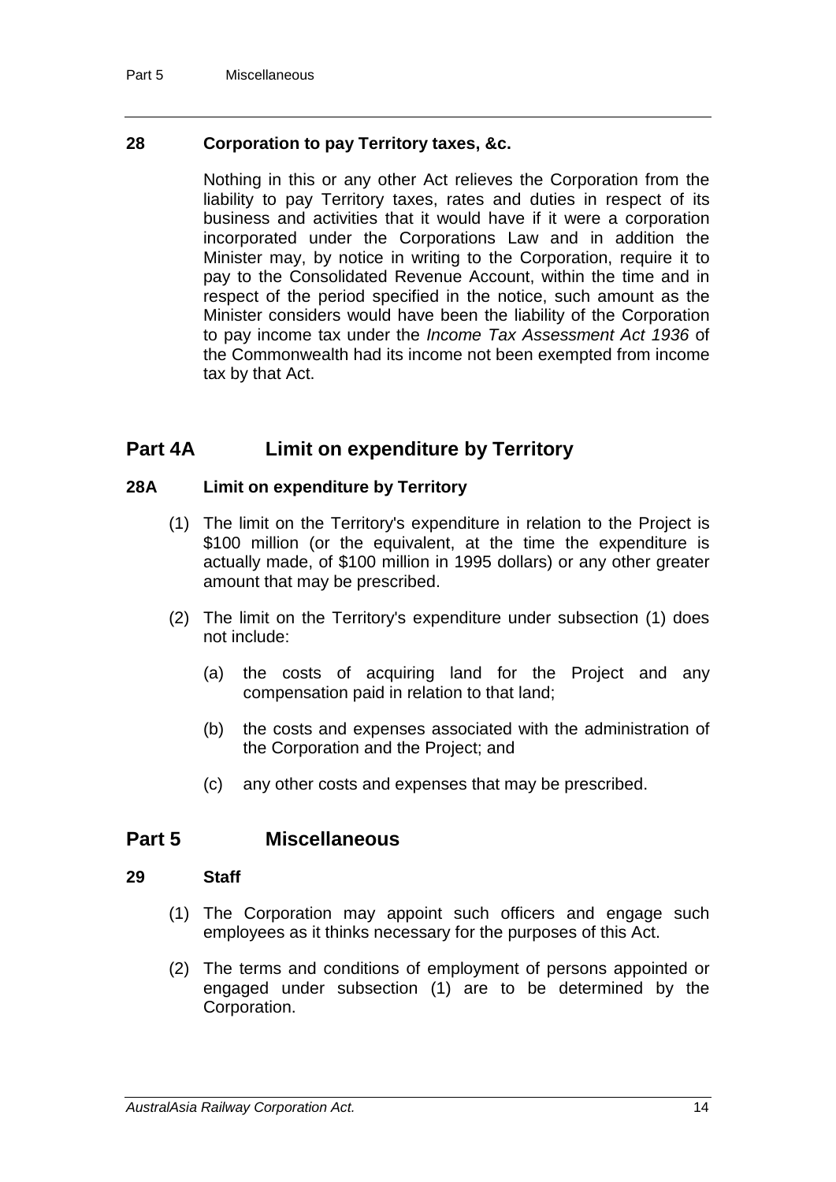### 28 Corporation to pay Territory taxes, &c.

Nothing in this or any other Act relieves the Corporation from the liability to pay Territory taxes, rates and duties in respect of its business and activities that it would have if it were a corporation incorporated under the Corporations Law and in addition the Minister may, by notice in writing to the Corporation, require it to pay to the Consolidated Revenue Account, within the time and in respect of the period specified in the notice, such amount as the Minister considers would have been the liability of the Corporation to pay income tax under the *Income Tax Assessment Act 1936* of the Commonwealth had its income not been exempted from income tax by that Act.

## Part 4A Limit on expenditure by Territory

### 28A Limit on expenditure by Territory

(1) The limit on the Territory's expenditure in relation to the Project is $100 million (or the equivalent, at the time the expenditure is actually made, of $100 million in 1995 dollars) or any other greater amount that may be prescribed.

(2) The limit on the Territory's expenditure under subsection (1) does not include:

(a) the costs of acquiring land for the Project and any compensation paid in relation to that land;

(b) the costs and expenses associated with the administration of the Corporation and the Project; and

(c) any other costs and expenses that may be prescribed.

## Part 5 Miscellaneous

### 29 Staff

(1) The Corporation may appoint such officers and engage such employees as it thinks necessary for the purposes of this Act.

(2) The terms and conditions of employment of persons appointed or engaged under subsection (1) are to be determined by the Corporation.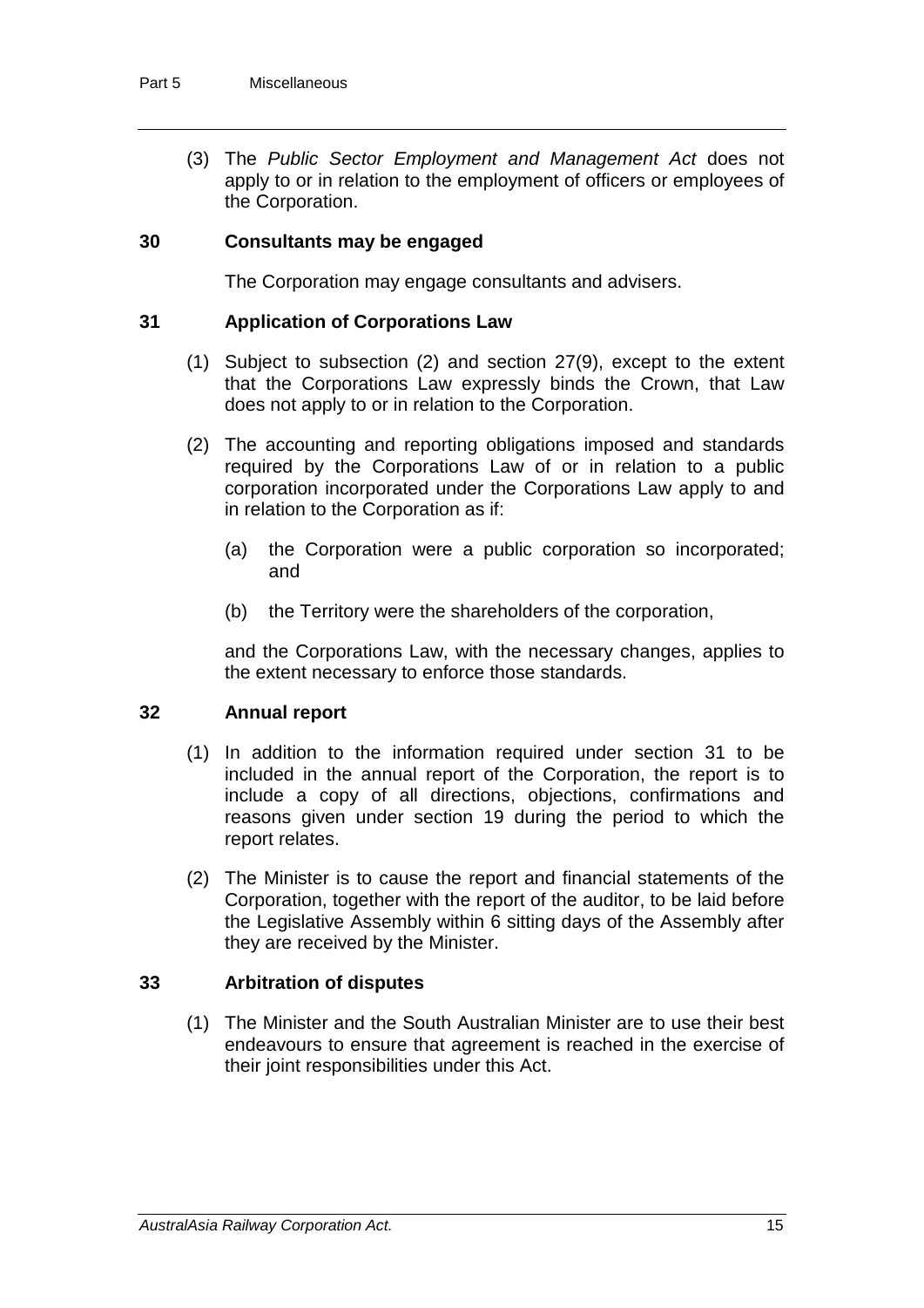(3) The *Public Sector Employment and Management Act* does not apply to or in relation to the employment of officers or employees of the Corporation.

### 30 Consultants may be engaged

The Corporation may engage consultants and advisers.

### 31 Application of Corporations Law

(1) Subject to subsection (2) and section 27(9), except to the extent that the Corporations Law expressly binds the Crown, that Law does not apply to or in relation to the Corporation.

(2) The accounting and reporting obligations imposed and standards required by the Corporations Law of or in relation to a public corporation incorporated under the Corporations Law apply to and in relation to the Corporation as if:

(a) the Corporation were a public corporation so incorporated; and

(b) the Territory were the shareholders of the corporation,

and the Corporations Law, with the necessary changes, applies to the extent necessary to enforce those standards.

### 32 Annual report

(1) In addition to the information required under section 31 to be included in the annual report of the Corporation, the report is to include a copy of all directions, objections, confirmations and reasons given under section 19 during the period to which the report relates.

(2) The Minister is to cause the report and financial statements of the Corporation, together with the report of the auditor, to be laid before the Legislative Assembly within 6 sitting days of the Assembly after they are received by the Minister.

### 33 Arbitration of disputes

(1) The Minister and the South Australian Minister are to use their best endeavours to ensure that agreement is reached in the exercise of their joint responsibilities under this Act.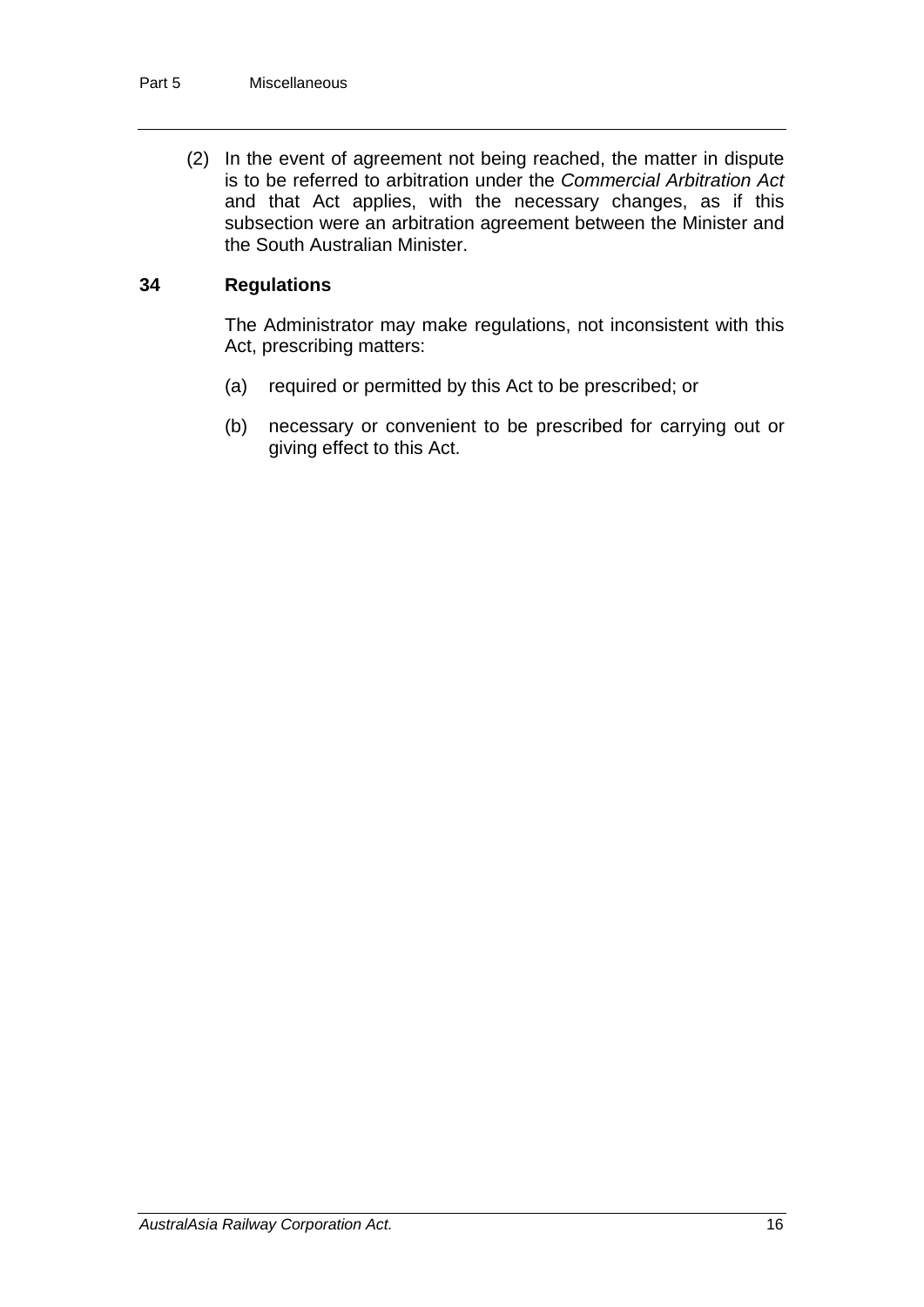(2) In the event of agreement not being reached, the matter in dispute is to be referred to arbitration under the *Commercial Arbitration Act* and that Act applies, with the necessary changes, as if this subsection were an arbitration agreement between the Minister and the South Australian Minister.

### 34 Regulations

The Administrator may make regulations, not inconsistent with this Act, prescribing matters:

(a) required or permitted by this Act to be prescribed; or

(b) necessary or convenient to be prescribed for carrying out or giving effect to this Act.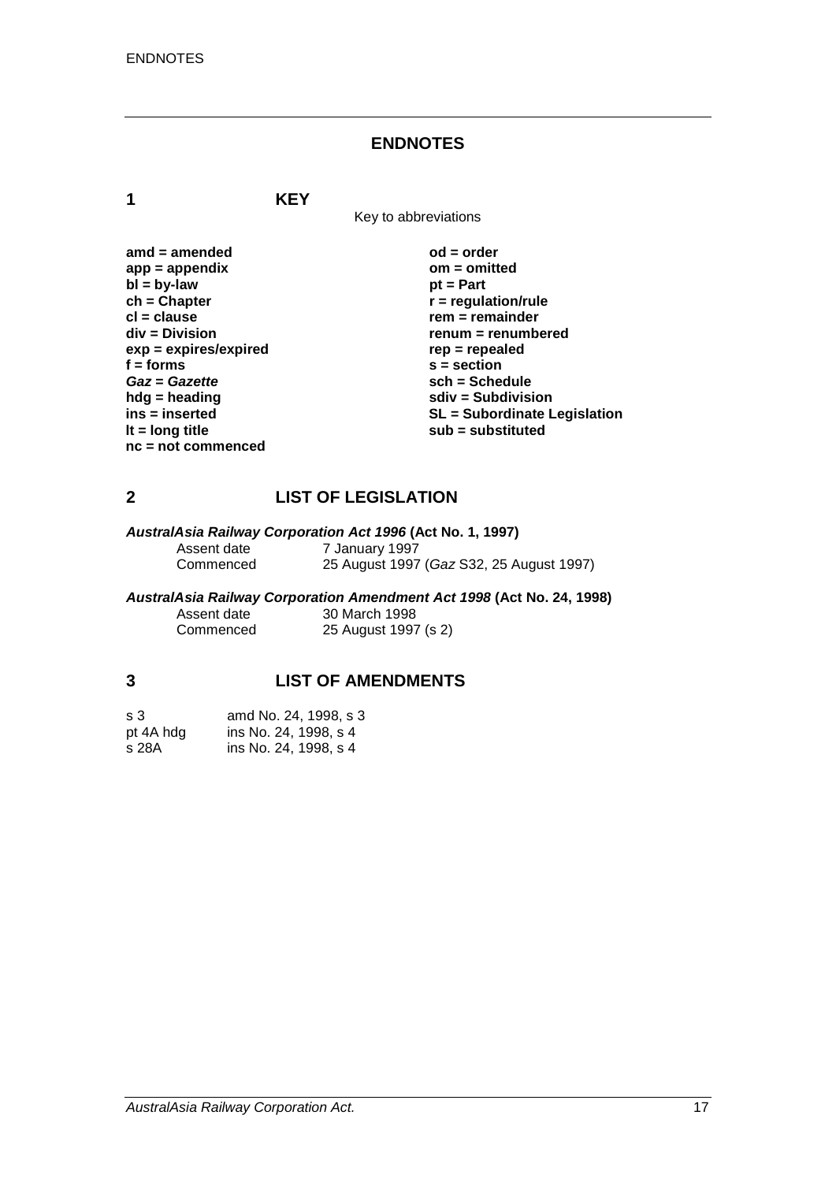## ENDNOTES

### 1 KEY

Key to abbreviations

**amd = amended**
**app = appendix**
**bl = by-law**
**ch = Chapter**
**cl = clause**
**div = Division**
**exp = expires/expired**
**f = forms**
***Gaz* = *Gazette***
**hdg = heading**
**ins = inserted**
**lt = long title**
**nc = not commenced**
**od = order**
**om = omitted**
**pt = Part**
**r = regulation/rule**
**rem = remainder**
**renum = renumbered**
**rep = repealed**
**s = section**
**sch = Schedule**
**sdiv = Subdivision**
**SL = Subordinate Legislation**
**sub = substituted**

### 2 LIST OF LEGISLATION

***AustralAsia Railway Corporation Act 1996* (Act No. 1, 1997)**

| | |
|---|---|
| Assent date | 7 January 1997 |
| Commenced | 25 August 1997 (*Gaz* S32, 25 August 1997) |

***AustralAsia Railway Corporation Amendment Act 1998* (Act No. 24, 1998)**

| | |
|---|---|
| Assent date | 30 March 1998 |
| Commenced | 25 August 1997 (s 2) |

### 3 LIST OF AMENDMENTS

| | |
|---|---|
| s 3 | amd No. 24, 1998, s 3 |
| pt 4A hdg | ins No. 24, 1998, s 4 |
| s 28A | ins No. 24, 1998, s 4 |